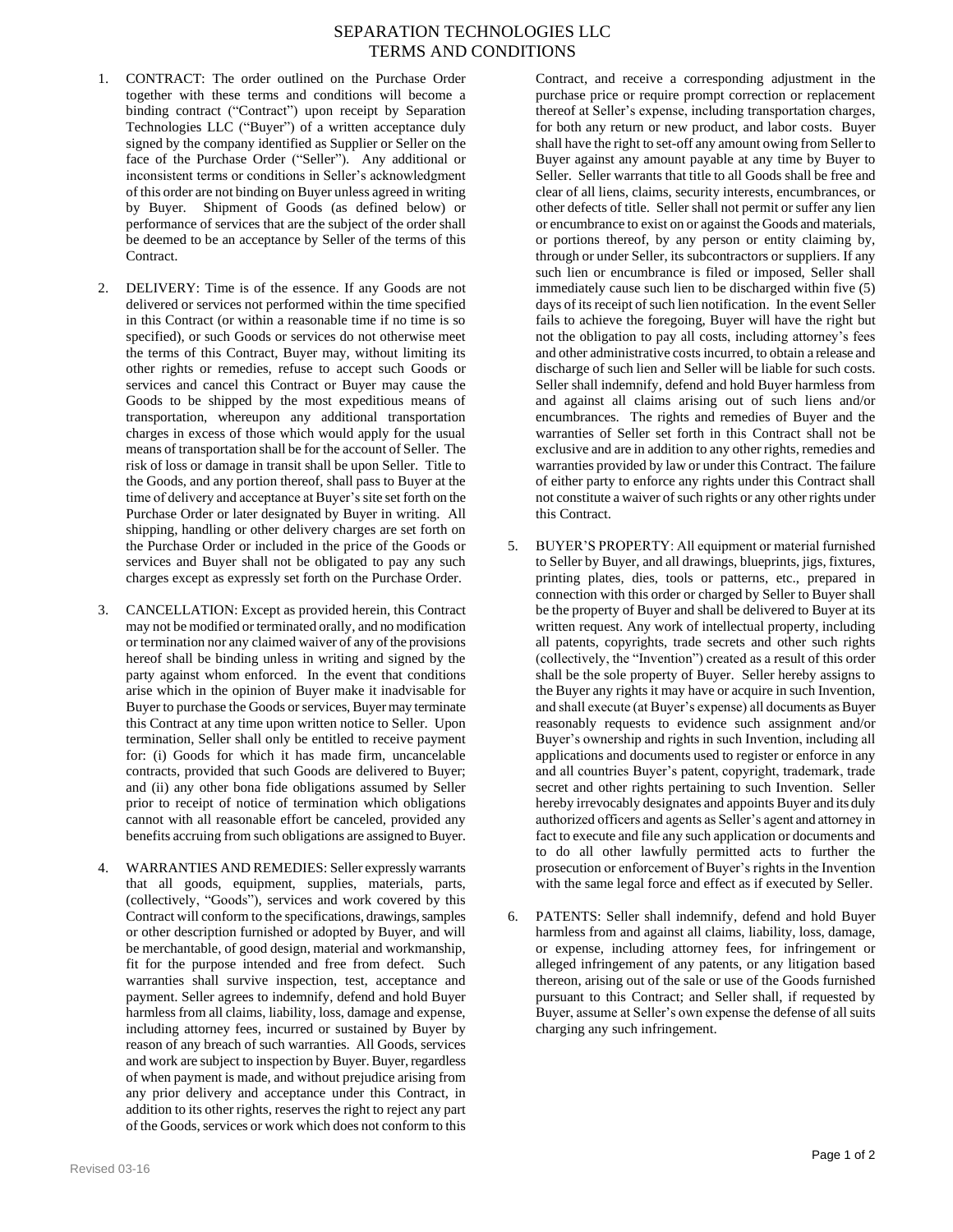# SEPARATION TECHNOLOGIES LLC
# TERMS AND CONDITIONS

1. CONTRACT: The order outlined on the Purchase Order together with these terms and conditions will become a binding contract ("Contract") upon receipt by Separation Technologies LLC ("Buyer") of a written acceptance duly signed by the company identified as Supplier or Seller on the face of the Purchase Order ("Seller"). Any additional or inconsistent terms or conditions in Seller's acknowledgment of this order are not binding on Buyer unless agreed in writing by Buyer. Shipment of Goods (as defined below) or performance of services that are the subject of the order shall be deemed to be an acceptance by Seller of the terms of this Contract.

2. DELIVERY: Time is of the essence. If any Goods are not delivered or services not performed within the time specified in this Contract (or within a reasonable time if no time is so specified), or such Goods or services do not otherwise meet the terms of this Contract, Buyer may, without limiting its other rights or remedies, refuse to accept such Goods or services and cancel this Contract or Buyer may cause the Goods to be shipped by the most expeditious means of transportation, whereupon any additional transportation charges in excess of those which would apply for the usual means of transportation shall be for the account of Seller. The risk of loss or damage in transit shall be upon Seller. Title to the Goods, and any portion thereof, shall pass to Buyer at the time of delivery and acceptance at Buyer's site set forth on the Purchase Order or later designated by Buyer in writing. All shipping, handling or other delivery charges are set forth on the Purchase Order or included in the price of the Goods or services and Buyer shall not be obligated to pay any such charges except as expressly set forth on the Purchase Order.

3. CANCELLATION: Except as provided herein, this Contract may not be modified or terminated orally, and no modification or termination nor any claimed waiver of any of the provisions hereof shall be binding unless in writing and signed by the party against whom enforced. In the event that conditions arise which in the opinion of Buyer make it inadvisable for Buyer to purchase the Goods or services, Buyer may terminate this Contract at any time upon written notice to Seller. Upon termination, Seller shall only be entitled to receive payment for: (i) Goods for which it has made firm, uncancelable contracts, provided that such Goods are delivered to Buyer; and (ii) any other bona fide obligations assumed by Seller prior to receipt of notice of termination which obligations cannot with all reasonable effort be canceled, provided any benefits accruing from such obligations are assigned to Buyer.

4. WARRANTIES AND REMEDIES: Seller expressly warrants that all goods, equipment, supplies, materials, parts, (collectively, "Goods"), services and work covered by this Contract will conform to the specifications, drawings, samples or other description furnished or adopted by Buyer, and will be merchantable, of good design, material and workmanship, fit for the purpose intended and free from defect. Such warranties shall survive inspection, test, acceptance and payment. Seller agrees to indemnify, defend and hold Buyer harmless from all claims, liability, loss, damage and expense, including attorney fees, incurred or sustained by Buyer by reason of any breach of such warranties. All Goods, services and work are subject to inspection by Buyer. Buyer, regardless of when payment is made, and without prejudice arising from any prior delivery and acceptance under this Contract, in addition to its other rights, reserves the right to reject any part of the Goods, services or work which does not conform to this Contract, and receive a corresponding adjustment in the purchase price or require prompt correction or replacement thereof at Seller's expense, including transportation charges, for both any return or new product, and labor costs. Buyer shall have the right to set-off any amount owing from Seller to Buyer against any amount payable at any time by Buyer to Seller. Seller warrants that title to all Goods shall be free and clear of all liens, claims, security interests, encumbrances, or other defects of title. Seller shall not permit or suffer any lien or encumbrance to exist on or against the Goods and materials, or portions thereof, by any person or entity claiming by, through or under Seller, its subcontractors or suppliers. If any such lien or encumbrance is filed or imposed, Seller shall immediately cause such lien to be discharged within five (5) days of its receipt of such lien notification. In the event Seller fails to achieve the foregoing, Buyer will have the right but not the obligation to pay all costs, including attorney's fees and other administrative costs incurred, to obtain a release and discharge of such lien and Seller will be liable for such costs. Seller shall indemnify, defend and hold Buyer harmless from and against all claims arising out of such liens and/or encumbrances. The rights and remedies of Buyer and the warranties of Seller set forth in this Contract shall not be exclusive and are in addition to any other rights, remedies and warranties provided by law or under this Contract. The failure of either party to enforce any rights under this Contract shall not constitute a waiver of such rights or any other rights under this Contract.

5. BUYER'S PROPERTY: All equipment or material furnished to Seller by Buyer, and all drawings, blueprints, jigs, fixtures, printing plates, dies, tools or patterns, etc., prepared in connection with this order or charged by Seller to Buyer shall be the property of Buyer and shall be delivered to Buyer at its written request. Any work of intellectual property, including all patents, copyrights, trade secrets and other such rights (collectively, the "Invention") created as a result of this order shall be the sole property of Buyer. Seller hereby assigns to the Buyer any rights it may have or acquire in such Invention, and shall execute (at Buyer's expense) all documents as Buyer reasonably requests to evidence such assignment and/or Buyer's ownership and rights in such Invention, including all applications and documents used to register or enforce in any and all countries Buyer's patent, copyright, trademark, trade secret and other rights pertaining to such Invention. Seller hereby irrevocably designates and appoints Buyer and its duly authorized officers and agents as Seller's agent and attorney in fact to execute and file any such application or documents and to do all other lawfully permitted acts to further the prosecution or enforcement of Buyer's rights in the Invention with the same legal force and effect as if executed by Seller.

6. PATENTS: Seller shall indemnify, defend and hold Buyer harmless from and against all claims, liability, loss, damage, or expense, including attorney fees, for infringement or alleged infringement of any patents, or any litigation based thereon, arising out of the sale or use of the Goods furnished pursuant to this Contract; and Seller shall, if requested by Buyer, assume at Seller's own expense the defense of all suits charging any such infringement.

Revised 03-16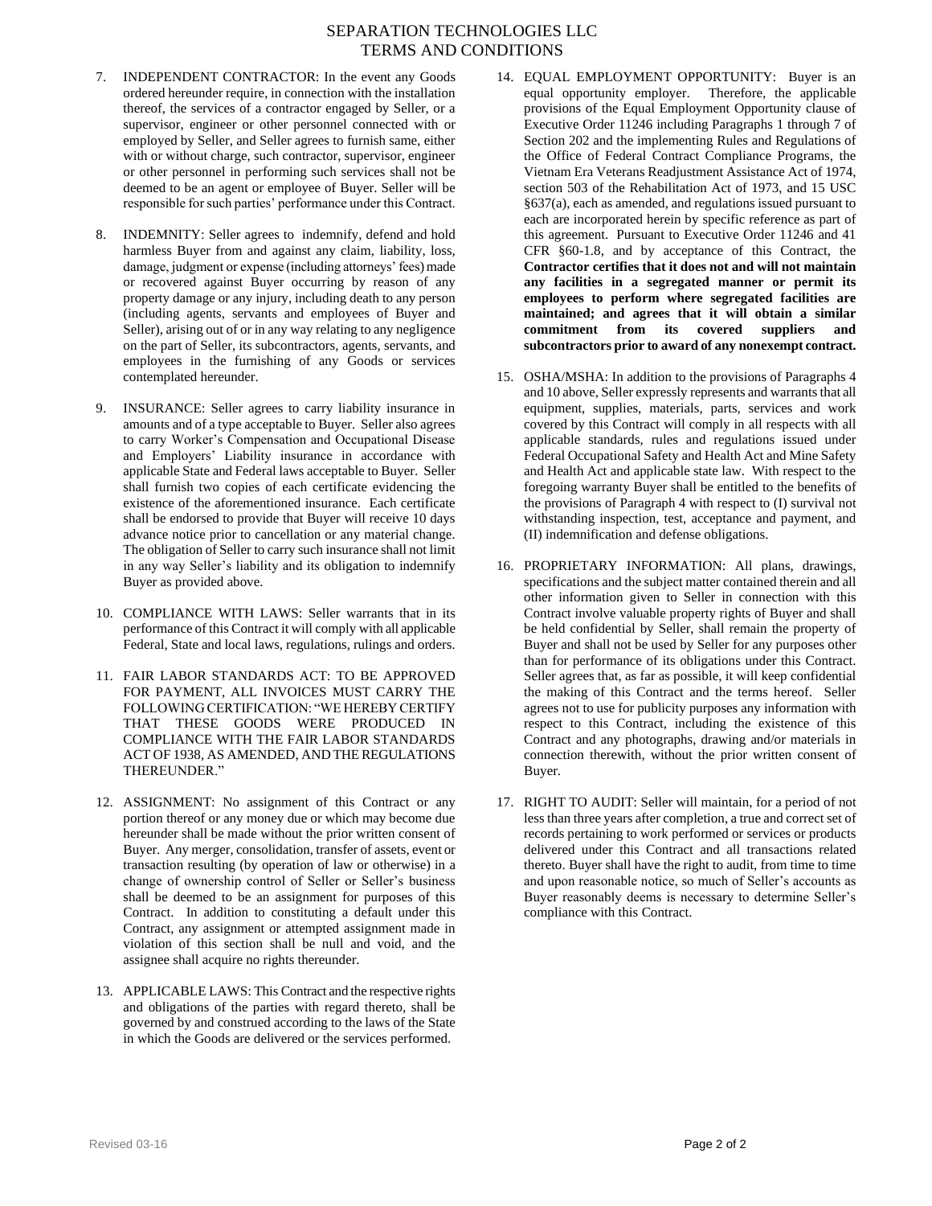# SEPARATION TECHNOLOGIES LLC
## TERMS AND CONDITIONS

7. INDEPENDENT CONTRACTOR: In the event any Goods ordered hereunder require, in connection with the installation thereof, the services of a contractor engaged by Seller, or a supervisor, engineer or other personnel connected with or employed by Seller, and Seller agrees to furnish same, either with or without charge, such contractor, supervisor, engineer or other personnel in performing such services shall not be deemed to be an agent or employee of Buyer. Seller will be responsible for such parties' performance under this Contract.

8. INDEMNITY: Seller agrees to indemnify, defend and hold harmless Buyer from and against any claim, liability, loss, damage, judgment or expense (including attorneys' fees) made or recovered against Buyer occurring by reason of any property damage or any injury, including death to any person (including agents, servants and employees of Buyer and Seller), arising out of or in any way relating to any negligence on the part of Seller, its subcontractors, agents, servants, and employees in the furnishing of any Goods or services contemplated hereunder.

9. INSURANCE: Seller agrees to carry liability insurance in amounts and of a type acceptable to Buyer. Seller also agrees to carry Worker's Compensation and Occupational Disease and Employers' Liability insurance in accordance with applicable State and Federal laws acceptable to Buyer. Seller shall furnish two copies of each certificate evidencing the existence of the aforementioned insurance. Each certificate shall be endorsed to provide that Buyer will receive 10 days advance notice prior to cancellation or any material change. The obligation of Seller to carry such insurance shall not limit in any way Seller's liability and its obligation to indemnify Buyer as provided above.

10. COMPLIANCE WITH LAWS: Seller warrants that in its performance of this Contract it will comply with all applicable Federal, State and local laws, regulations, rulings and orders.

11. FAIR LABOR STANDARDS ACT: TO BE APPROVED FOR PAYMENT, ALL INVOICES MUST CARRY THE FOLLOWING CERTIFICATION: "WE HEREBY CERTIFY THAT THESE GOODS WERE PRODUCED IN COMPLIANCE WITH THE FAIR LABOR STANDARDS ACT OF 1938, AS AMENDED, AND THE REGULATIONS THEREUNDER."

12. ASSIGNMENT: No assignment of this Contract or any portion thereof or any money due or which may become due hereunder shall be made without the prior written consent of Buyer. Any merger, consolidation, transfer of assets, event or transaction resulting (by operation of law or otherwise) in a change of ownership control of Seller or Seller's business shall be deemed to be an assignment for purposes of this Contract. In addition to constituting a default under this Contract, any assignment or attempted assignment made in violation of this section shall be null and void, and the assignee shall acquire no rights thereunder.

13. APPLICABLE LAWS: This Contract and the respective rights and obligations of the parties with regard thereto, shall be governed by and construed according to the laws of the State in which the Goods are delivered or the services performed.

14. EQUAL EMPLOYMENT OPPORTUNITY: Buyer is an equal opportunity employer. Therefore, the applicable provisions of the Equal Employment Opportunity clause of Executive Order 11246 including Paragraphs 1 through 7 of Section 202 and the implementing Rules and Regulations of the Office of Federal Contract Compliance Programs, the Vietnam Era Veterans Readjustment Assistance Act of 1974, section 503 of the Rehabilitation Act of 1973, and 15 USC §637(a), each as amended, and regulations issued pursuant to each are incorporated herein by specific reference as part of this agreement. Pursuant to Executive Order 11246 and 41 CFR §60-1.8, and by acceptance of this Contract, the **Contractor certifies that it does not and will not maintain any facilities in a segregated manner or permit its employees to perform where segregated facilities are maintained; and agrees that it will obtain a similar commitment from its covered suppliers and subcontractors prior to award of any nonexempt contract.**

15. OSHA/MSHA: In addition to the provisions of Paragraphs 4 and 10 above, Seller expressly represents and warrants that all equipment, supplies, materials, parts, services and work covered by this Contract will comply in all respects with all applicable standards, rules and regulations issued under Federal Occupational Safety and Health Act and Mine Safety and Health Act and applicable state law. With respect to the foregoing warranty Buyer shall be entitled to the benefits of the provisions of Paragraph 4 with respect to (I) survival not withstanding inspection, test, acceptance and payment, and (II) indemnification and defense obligations.

16. PROPRIETARY INFORMATION: All plans, drawings, specifications and the subject matter contained therein and all other information given to Seller in connection with this Contract involve valuable property rights of Buyer and shall be held confidential by Seller, shall remain the property of Buyer and shall not be used by Seller for any purposes other than for performance of its obligations under this Contract. Seller agrees that, as far as possible, it will keep confidential the making of this Contract and the terms hereof. Seller agrees not to use for publicity purposes any information with respect to this Contract, including the existence of this Contract and any photographs, drawing and/or materials in connection therewith, without the prior written consent of Buyer.

17. RIGHT TO AUDIT: Seller will maintain, for a period of not less than three years after completion, a true and correct set of records pertaining to work performed or services or products delivered under this Contract and all transactions related thereto. Buyer shall have the right to audit, from time to time and upon reasonable notice, so much of Seller's accounts as Buyer reasonably deems is necessary to determine Seller's compliance with this Contract.

Revised 03-16